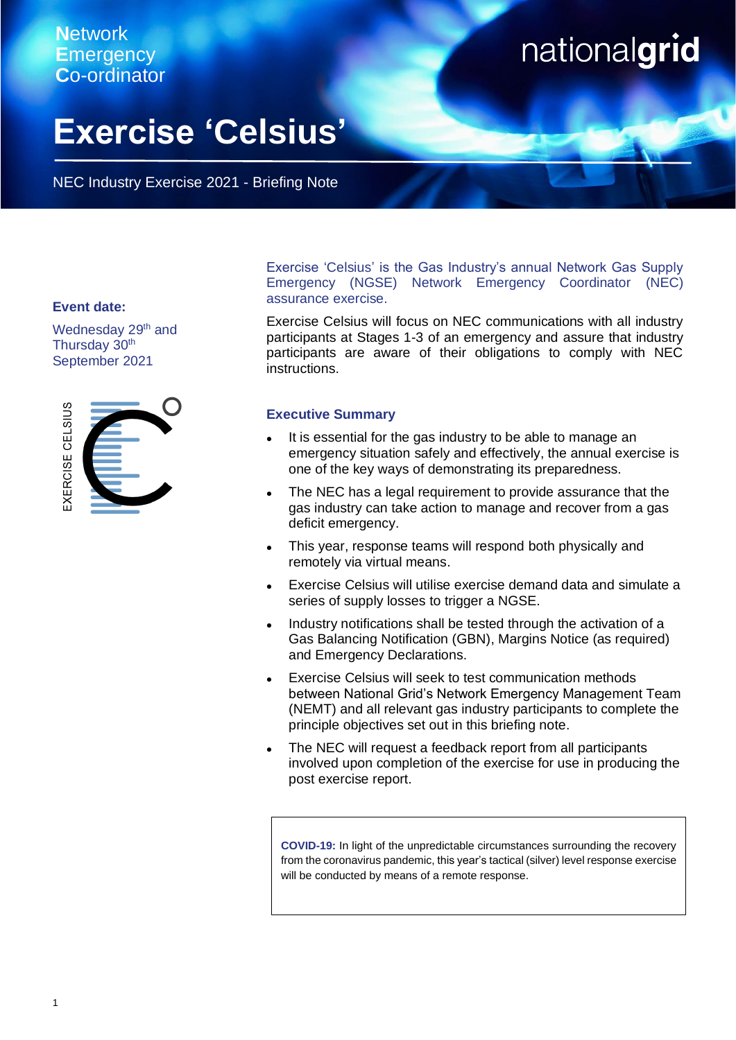Network Emergency Co-ordinator

nationalgrid

# Exercise 'Celsius'

NEC Industry Exercise 2021 - Briefing Note

**Event date:**

Wednesday 29th and Thursday 30th September 2021

EXERCISE CELSIUS

Exercise 'Celsius' is the Gas Industry's annual Network Gas Supply Emergency (NGSE) Network Emergency Coordinator (NEC) assurance exercise.

Exercise Celsius will focus on NEC communications with all industry participants at Stages 1-3 of an emergency and assure that industry participants are aware of their obligations to comply with NEC instructions.

### Executive Summary

- It is essential for the gas industry to be able to manage an emergency situation safely and effectively, the annual exercise is one of the key ways of demonstrating its preparedness.
- The NEC has a legal requirement to provide assurance that the gas industry can take action to manage and recover from a gas deficit emergency.
- This year, response teams will respond both physically and remotely via virtual means.
- Exercise Celsius will utilise exercise demand data and simulate a series of supply losses to trigger a NGSE.
- Industry notifications shall be tested through the activation of a Gas Balancing Notification (GBN), Margins Notice (as required) and Emergency Declarations.
- Exercise Celsius will seek to test communication methods between National Grid's Network Emergency Management Team (NEMT) and all relevant gas industry participants to complete the principle objectives set out in this briefing note.
- The NEC will request a feedback report from all participants involved upon completion of the exercise for use in producing the post exercise report.

**COVID-19:** In light of the unpredictable circumstances surrounding the recovery from the coronavirus pandemic, this year's tactical (silver) level response exercise will be conducted by means of a remote response.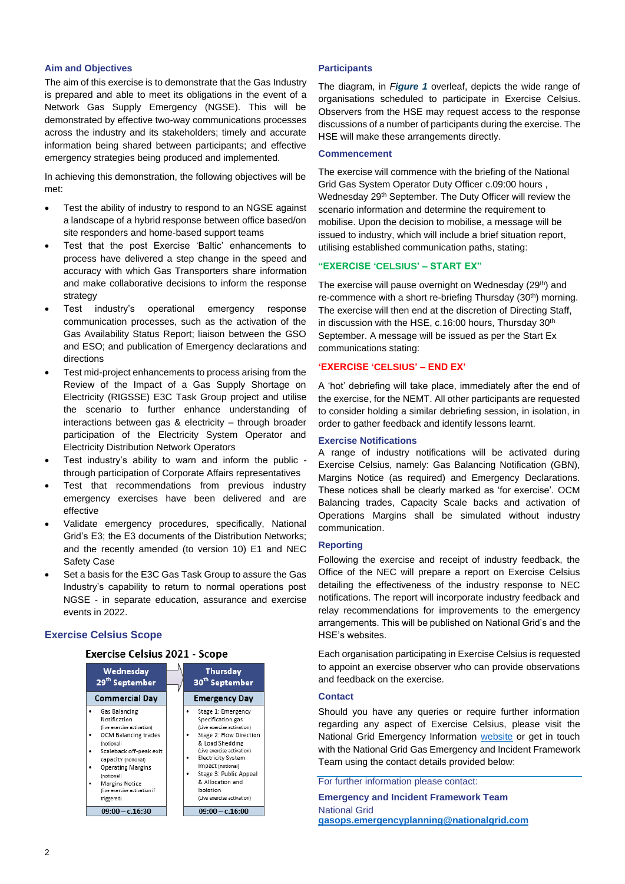## Aim and Objectives

The aim of this exercise is to demonstrate that the Gas Industry is prepared and able to meet its obligations in the event of a Network Gas Supply Emergency (NGSE). This will be demonstrated by effective two-way communications processes across the industry and its stakeholders; timely and accurate information being shared between participants; and effective emergency strategies being produced and implemented.

In achieving this demonstration, the following objectives will be met:

- Test the ability of industry to respond to an NGSE against a landscape of a hybrid response between office based/on site responders and home-based support teams
- Test that the post Exercise 'Baltic' enhancements to process have delivered a step change in the speed and accuracy with which Gas Transporters share information and make collaborative decisions to inform the response strategy
- Test industry's operational emergency response communication processes, such as the activation of the Gas Availability Status Report; liaison between the GSO and ESO; and publication of Emergency declarations and directions
- Test mid-project enhancements to process arising from the Review of the Impact of a Gas Supply Shortage on Electricity (RIGSSE) E3C Task Group project and utilise the scenario to further enhance understanding of interactions between gas & electricity – through broader participation of the Electricity System Operator and Electricity Distribution Network Operators
- Test industry's ability to warn and inform the public - through participation of Corporate Affairs representatives
- Test that recommendations from previous industry emergency exercises have been delivered and are effective
- Validate emergency procedures, specifically, National Grid's E3; the E3 documents of the Distribution Networks; and the recently amended (to version 10) E1 and NEC Safety Case
- Set a basis for the E3C Gas Task Group to assure the Gas Industry's capability to return to normal operations post NGSE - in separate education, assurance and exercise events in 2022.

## Exercise Celsius Scope

**Exercise Celsius 2021 - Scope**

| Wednesday 29th September | Thursday 30th September |
|---|---|
| **Commercial Day** | **Emergency Day** |
| • Gas Balancing Notification (live exercise activation)<br>• OCM Balancing trades (notional)<br>• Scaleback off-peak exit capacity (notional)<br>• Operating Margins (notional)<br>• Margins Notice (live exercise activation if triggered) | • Stage 1: Emergency Specification gas (Live exercise activation)<br>• Stage 2: Flow Direction & Load Shedding (Live exercise activation)<br>• Electricity System Impact (notional)<br>• Stage 3: Public Appeal & Allocation and Isolation (Live exercise activation) |
| 09:00 – c.16:30 | 09:00 – c.16:00 |

## Participants

The diagram, in ***Figure 1*** overleaf, depicts the wide range of organisations scheduled to participate in Exercise Celsius. Observers from the HSE may request access to the response discussions of a number of participants during the exercise. The HSE will make these arrangements directly.

## Commencement

The exercise will commence with the briefing of the National Grid Gas System Operator Duty Officer c.09:00 hours , Wednesday 29th September. The Duty Officer will review the scenario information and determine the requirement to mobilise. Upon the decision to mobilise, a message will be issued to industry, which will include a brief situation report, utilising established communication paths, stating:

**"EXERCISE 'CELSIUS' – START EX"**

The exercise will pause overnight on Wednesday (29th) and re-commence with a short re-briefing Thursday (30th) morning. The exercise will then end at the discretion of Directing Staff, in discussion with the HSE, c.16:00 hours, Thursday 30th September. A message will be issued as per the Start Ex communications stating:

**'EXERCISE 'CELSIUS' – END EX'**

A 'hot' debriefing will take place, immediately after the end of the exercise, for the NEMT. All other participants are requested to consider holding a similar debriefing session, in isolation, in order to gather feedback and identify lessons learnt.

## Exercise Notifications

A range of industry notifications will be activated during Exercise Celsius, namely: Gas Balancing Notification (GBN), Margins Notice (as required) and Emergency Declarations. These notices shall be clearly marked as 'for exercise'. OCM Balancing trades, Capacity Scale backs and activation of Operations Margins shall be simulated without industry communication.

## Reporting

Following the exercise and receipt of industry feedback, the Office of the NEC will prepare a report on Exercise Celsius detailing the effectiveness of the industry response to NEC notifications. The report will incorporate industry feedback and relay recommendations for improvements to the emergency arrangements. This will be published on National Grid's and the HSE's websites.

Each organisation participating in Exercise Celsius is requested to appoint an exercise observer who can provide observations and feedback on the exercise.

## Contact

Should you have any queries or require further information regarding any aspect of Exercise Celsius, please visit the National Grid Emergency Information website or get in touch with the National Grid Gas Emergency and Incident Framework Team using the contact details provided below:

For further information please contact:

**Emergency and Incident Framework Team**

National Grid

**gasops.emergencyplanning@nationalgrid.com**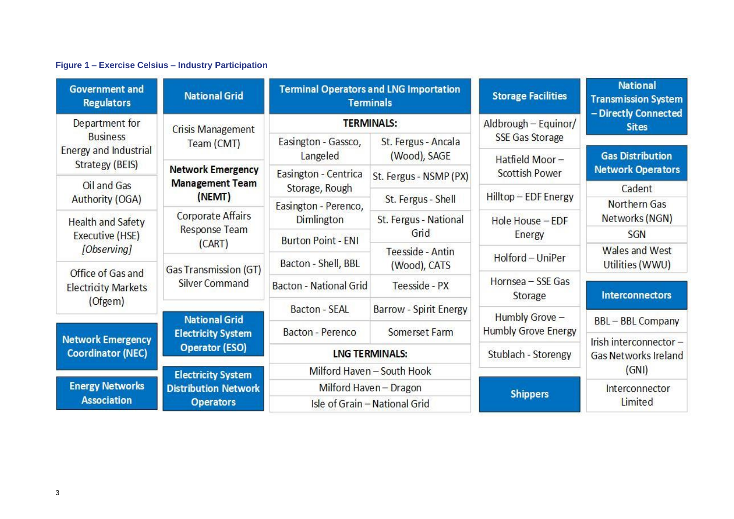**Figure 1 – Exercise Celsius – Industry Participation**

**Government and Regulators**

- Department for Business Energy and Industrial Strategy (BEIS)
- Oil and Gas Authority (OGA)
- Health and Safety Executive (HSE) *[Observing]*
- Office of Gas and Electricity Markets (Ofgem)

**Network Emergency Coordinator (NEC)**

**Energy Networks Association**

**National Grid**

- Crisis Management Team (CMT)
- **Network Emergency Management Team (NEMT)**
- Corporate Affairs Response Team (CART)
- Gas Transmission (GT) Silver Command

**National Grid Electricity System Operator (ESO)**

**Electricity System Distribution Network Operators**

**Terminal Operators and LNG Importation Terminals**

| | |
|---|---|
| **TERMINALS:** | |
| Easington - Gassco, Langeled | St. Fergus - Ancala (Wood), SAGE |
| Easington - Centrica Storage, Rough | St. Fergus - NSMP (PX) |
| Easington - Perenco, Dimlington | St. Fergus - Shell |
| Burton Point - ENI | St. Fergus - National Grid |
| Bacton - Shell, BBL | Teesside - Antin (Wood), CATS |
| Bacton - National Grid | Teesside - PX |
| Bacton - SEAL | Barrow - Spirit Energy |
| Bacton - Perenco | Somerset Farm |
| **LNG TERMINALS:** | |
| Milford Haven – South Hook | |
| Milford Haven – Dragon | |
| Isle of Grain – National Grid | |

**Storage Facilities**

- Aldbrough – Equinor/ SSE Gas Storage
- Hatfield Moor – Scottish Power
- Hilltop – EDF Energy
- Hole House – EDF Energy
- Holford – UniPer
- Hornsea – SSE Gas Storage
- Humbly Grove – Humbly Grove Energy
- Stublach - Storengy

**Shippers**

**National Transmission System – Directly Connected Sites**

**Gas Distribution Network Operators**

- Cadent
- Northern Gas Networks (NGN)
- SGN
- Wales and West Utilities (WWU)

**Interconnectors**

- BBL – BBL Company
- Irish interconnector – Gas Networks Ireland (GNI)
- Interconnector Limited